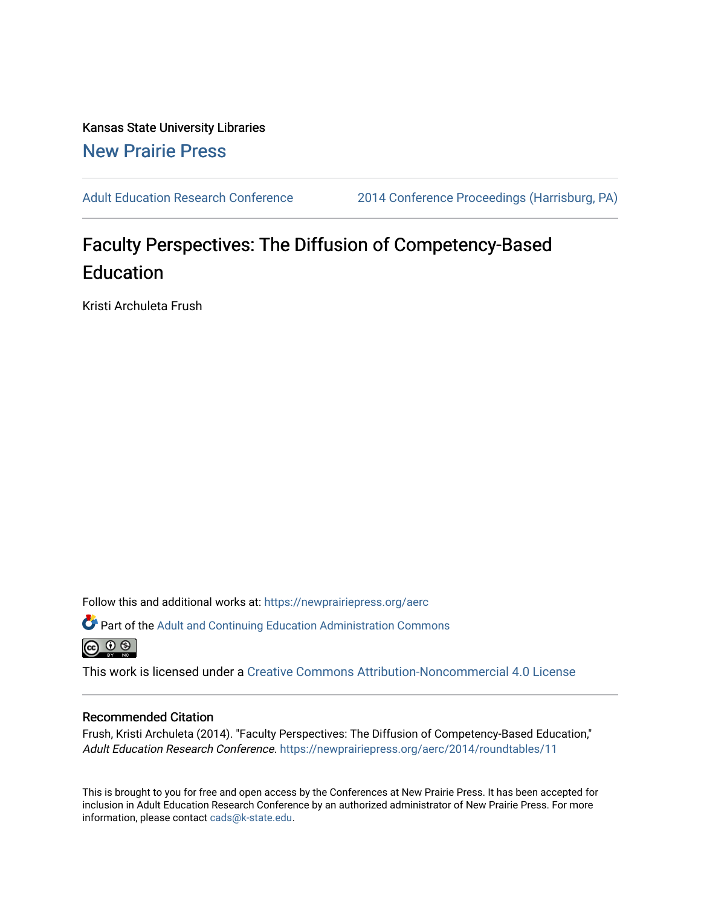Kansas State University Libraries

New Prairie Press

Adult Education Research Conference | 2014 Conference Proceedings (Harrisburg, PA)

# Faculty Perspectives: The Diffusion of Competency-Based Education

Kristi Archuleta Frush

Follow this and additional works at: https://newprairiepress.org/aerc

Part of the Adult and Continuing Education Administration Commons

This work is licensed under a Creative Commons Attribution-Noncommercial 4.0 License

## Recommended Citation

Frush, Kristi Archuleta (2014). "Faculty Perspectives: The Diffusion of Competency-Based Education," *Adult Education Research Conference*. https://newprairiepress.org/aerc/2014/roundtables/11

This is brought to you for free and open access by the Conferences at New Prairie Press. It has been accepted for inclusion in Adult Education Research Conference by an authorized administrator of New Prairie Press. For more information, please contact cads@k-state.edu.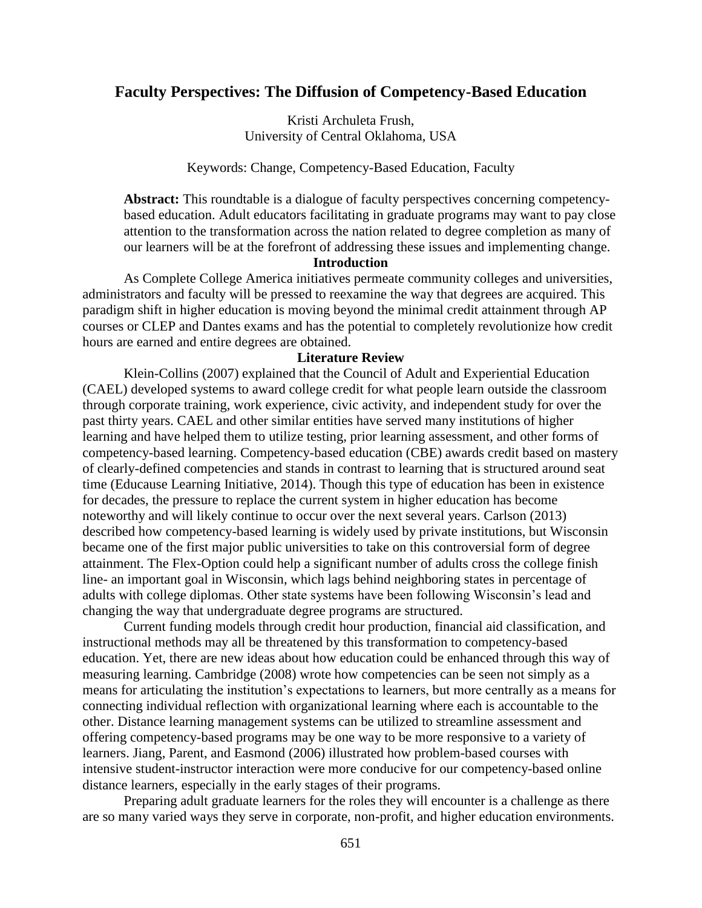# Faculty Perspectives: The Diffusion of Competency-Based Education

Kristi Archuleta Frush,
University of Central Oklahoma, USA

Keywords: Change, Competency-Based Education, Faculty

**Abstract:** This roundtable is a dialogue of faculty perspectives concerning competency-based education. Adult educators facilitating in graduate programs may want to pay close attention to the transformation across the nation related to degree completion as many of our learners will be at the forefront of addressing these issues and implementing change.

## Introduction

As Complete College America initiatives permeate community colleges and universities, administrators and faculty will be pressed to reexamine the way that degrees are acquired. This paradigm shift in higher education is moving beyond the minimal credit attainment through AP courses or CLEP and Dantes exams and has the potential to completely revolutionize how credit hours are earned and entire degrees are obtained.

## Literature Review

Klein-Collins (2007) explained that the Council of Adult and Experiential Education (CAEL) developed systems to award college credit for what people learn outside the classroom through corporate training, work experience, civic activity, and independent study for over the past thirty years. CAEL and other similar entities have served many institutions of higher learning and have helped them to utilize testing, prior learning assessment, and other forms of competency-based learning. Competency-based education (CBE) awards credit based on mastery of clearly-defined competencies and stands in contrast to learning that is structured around seat time (Educause Learning Initiative, 2014). Though this type of education has been in existence for decades, the pressure to replace the current system in higher education has become noteworthy and will likely continue to occur over the next several years. Carlson (2013) described how competency-based learning is widely used by private institutions, but Wisconsin became one of the first major public universities to take on this controversial form of degree attainment. The Flex-Option could help a significant number of adults cross the college finish line- an important goal in Wisconsin, which lags behind neighboring states in percentage of adults with college diplomas. Other state systems have been following Wisconsin's lead and changing the way that undergraduate degree programs are structured.

Current funding models through credit hour production, financial aid classification, and instructional methods may all be threatened by this transformation to competency-based education. Yet, there are new ideas about how education could be enhanced through this way of measuring learning. Cambridge (2008) wrote how competencies can be seen not simply as a means for articulating the institution's expectations to learners, but more centrally as a means for connecting individual reflection with organizational learning where each is accountable to the other. Distance learning management systems can be utilized to streamline assessment and offering competency-based programs may be one way to be more responsive to a variety of learners. Jiang, Parent, and Easmond (2006) illustrated how problem-based courses with intensive student-instructor interaction were more conducive for our competency-based online distance learners, especially in the early stages of their programs.

Preparing adult graduate learners for the roles they will encounter is a challenge as there are so many varied ways they serve in corporate, non-profit, and higher education environments.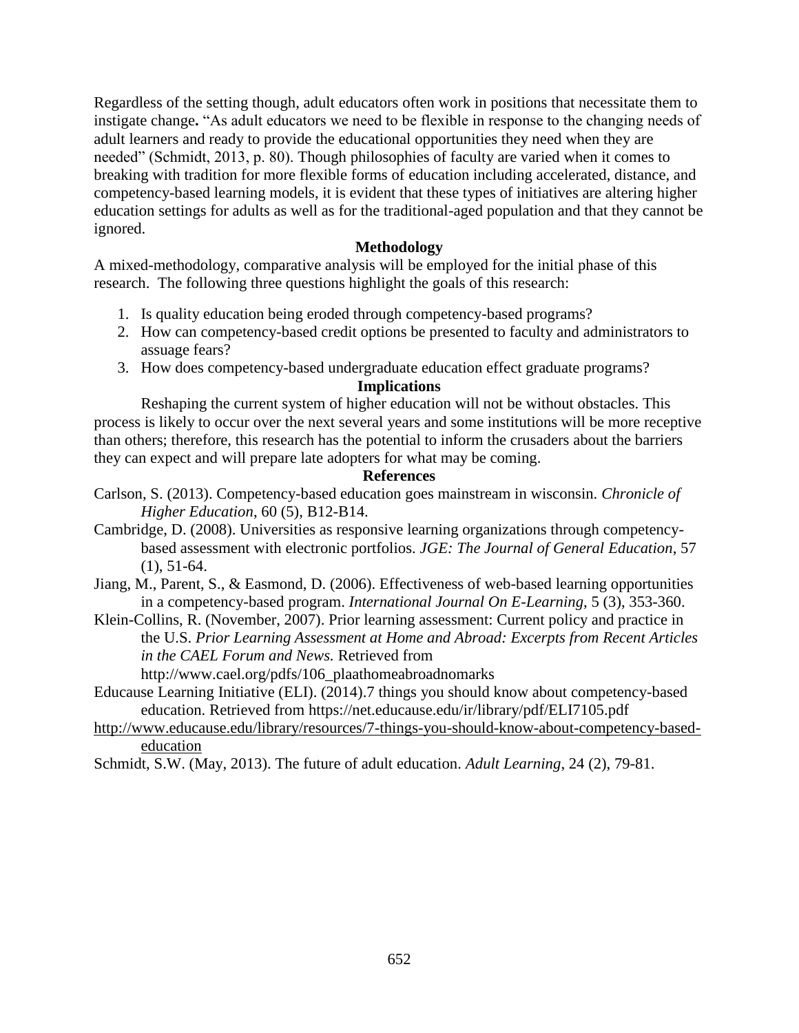Regardless of the setting though, adult educators often work in positions that necessitate them to instigate change**.** "As adult educators we need to be flexible in response to the changing needs of adult learners and ready to provide the educational opportunities they need when they are needed" (Schmidt, 2013, p. 80). Though philosophies of faculty are varied when it comes to breaking with tradition for more flexible forms of education including accelerated, distance, and competency-based learning models, it is evident that these types of initiatives are altering higher education settings for adults as well as for the traditional-aged population and that they cannot be ignored.

## Methodology

A mixed-methodology, comparative analysis will be employed for the initial phase of this research. The following three questions highlight the goals of this research:

1. Is quality education being eroded through competency-based programs?
2. How can competency-based credit options be presented to faculty and administrators to assuage fears?
3. How does competency-based undergraduate education effect graduate programs?

## Implications

Reshaping the current system of higher education will not be without obstacles. This process is likely to occur over the next several years and some institutions will be more receptive than others; therefore, this research has the potential to inform the crusaders about the barriers they can expect and will prepare late adopters for what may be coming.

## References

Carlson, S. (2013). Competency-based education goes mainstream in wisconsin. *Chronicle of Higher Education*, 60 (5), B12-B14.

Cambridge, D. (2008). Universities as responsive learning organizations through competency-based assessment with electronic portfolios. *JGE: The Journal of General Education*, 57 (1), 51-64.

Jiang, M., Parent, S., & Easmond, D. (2006). Effectiveness of web-based learning opportunities in a competency-based program. *International Journal On E-Learning*, 5 (3), 353-360.

Klein-Collins, R. (November, 2007). Prior learning assessment: Current policy and practice in the U.S. *Prior Learning Assessment at Home and Abroad: Excerpts from Recent Articles in the CAEL Forum and News.* Retrieved from http://www.cael.org/pdfs/106_plaathomeabroadnomarks

Educause Learning Initiative (ELI). (2014).7 things you should know about competency-based education. Retrieved from https://net.educause.edu/ir/library/pdf/ELI7105.pdf

http://www.educause.edu/library/resources/7-things-you-should-know-about-competency-based-education

Schmidt, S.W. (May, 2013). The future of adult education. *Adult Learning*, 24 (2), 79-81.